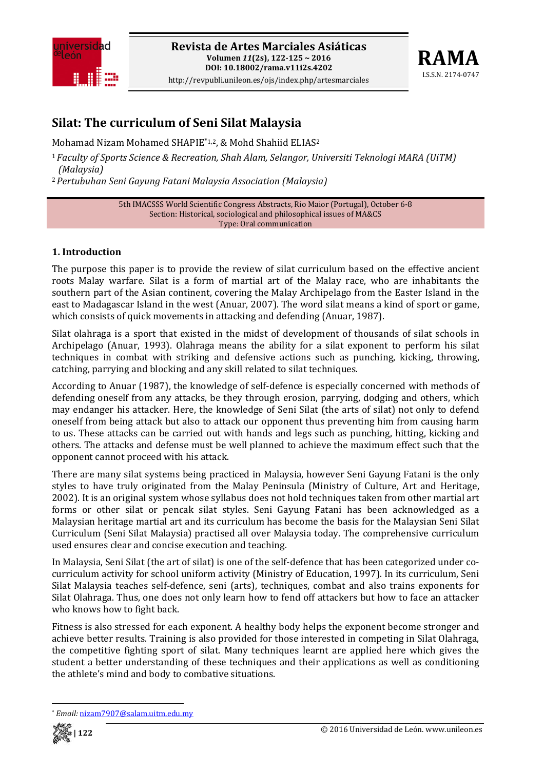# Silat: The curriculum of Seni Silat Malaysia

Mohamad Nizam Mohamed SHAPIE*[1,2], & Mohd Shahiid ELIAS[2]

[1] *Faculty of Sports Science & Recreation, Shah Alam, Selangor, Universiti Teknologi MARA (UiTM) (Malaysia)*

[2] *Pertubuhan Seni Gayung Fatani Malaysia Association (Malaysia)*

5th IMACSSS World Scientific Congress Abstracts, Rio Maior (Portugal), October 6-8
Section: Historical, sociological and philosophical issues of MA&CS
Type: Oral communication

## 1. Introduction

The purpose this paper is to provide the review of silat curriculum based on the effective ancient roots Malay warfare. Silat is a form of martial art of the Malay race, who are inhabitants the southern part of the Asian continent, covering the Malay Archipelago from the Easter Island in the east to Madagascar Island in the west (Anuar, 2007). The word silat means a kind of sport or game, which consists of quick movements in attacking and defending (Anuar, 1987).

Silat olahraga is a sport that existed in the midst of development of thousands of silat schools in Archipelago (Anuar, 1993). Olahraga means the ability for a silat exponent to perform his silat techniques in combat with striking and defensive actions such as punching, kicking, throwing, catching, parrying and blocking and any skill related to silat techniques.

According to Anuar (1987), the knowledge of self-defence is especially concerned with methods of defending oneself from any attacks, be they through erosion, parrying, dodging and others, which may endanger his attacker. Here, the knowledge of Seni Silat (the arts of silat) not only to defend oneself from being attack but also to attack our opponent thus preventing him from causing harm to us. These attacks can be carried out with hands and legs such as punching, hitting, kicking and others. The attacks and defense must be well planned to achieve the maximum effect such that the opponent cannot proceed with his attack.

There are many silat systems being practiced in Malaysia, however Seni Gayung Fatani is the only styles to have truly originated from the Malay Peninsula (Ministry of Culture, Art and Heritage, 2002). It is an original system whose syllabus does not hold techniques taken from other martial art forms or other silat or pencak silat styles. Seni Gayung Fatani has been acknowledged as a Malaysian heritage martial art and its curriculum has become the basis for the Malaysian Seni Silat Curriculum (Seni Silat Malaysia) practised all over Malaysia today. The comprehensive curriculum used ensures clear and concise execution and teaching.

In Malaysia, Seni Silat (the art of silat) is one of the self-defence that has been categorized under co-curriculum activity for school uniform activity (Ministry of Education, 1997). In its curriculum, Seni Silat Malaysia teaches self-defence, seni (arts), techniques, combat and also trains exponents for Silat Olahraga. Thus, one does not only learn how to fend off attackers but how to face an attacker who knows how to fight back.

Fitness is also stressed for each exponent. A healthy body helps the exponent become stronger and achieve better results. Training is also provided for those interested in competing in Silat Olahraga, the competitive fighting sport of silat. Many techniques learnt are applied here which gives the student a better understanding of these techniques and their applications as well as conditioning the athlete's mind and body to combative situations.

* *Email:* nizam7907@salam.uitm.edu.my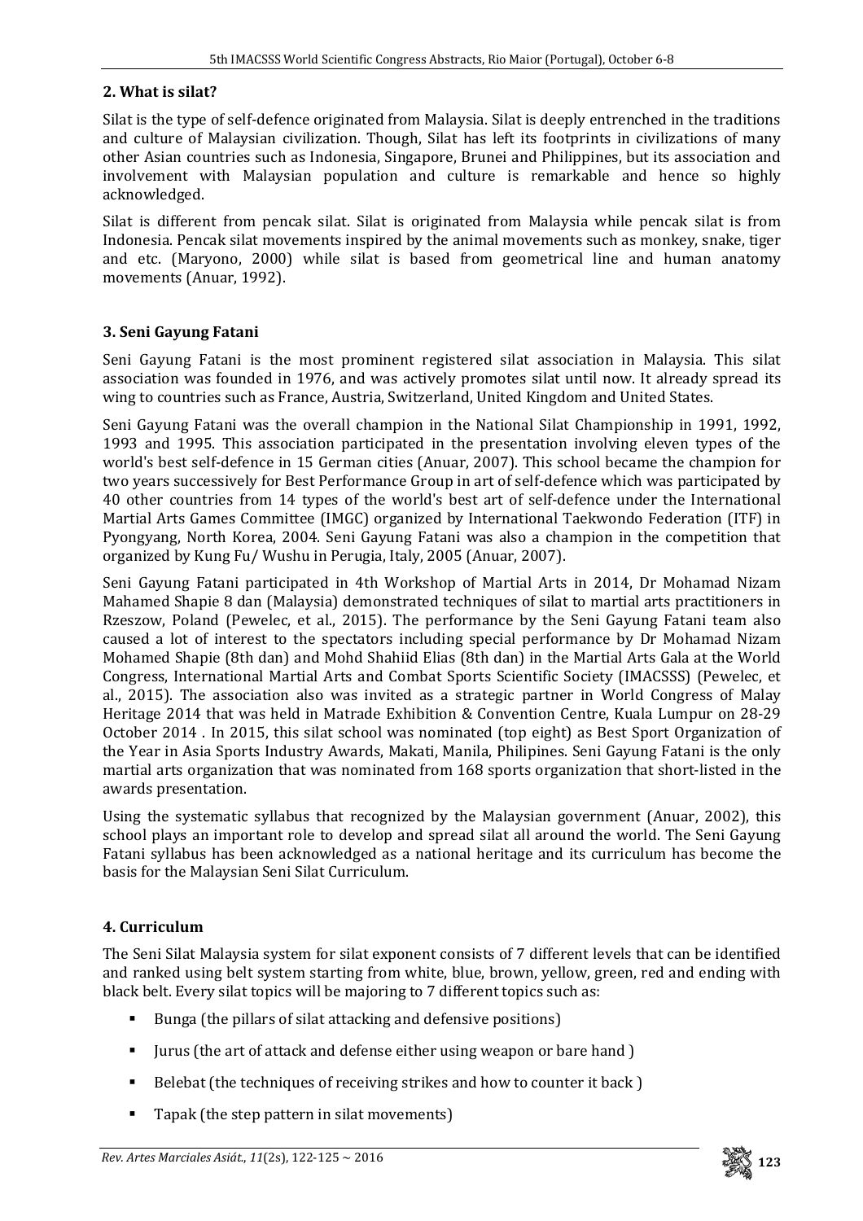## 2. What is silat?

Silat is the type of self-defence originated from Malaysia. Silat is deeply entrenched in the traditions and culture of Malaysian civilization. Though, Silat has left its footprints in civilizations of many other Asian countries such as Indonesia, Singapore, Brunei and Philippines, but its association and involvement with Malaysian population and culture is remarkable and hence so highly acknowledged.

Silat is different from pencak silat. Silat is originated from Malaysia while pencak silat is from Indonesia. Pencak silat movements inspired by the animal movements such as monkey, snake, tiger and etc. (Maryono, 2000) while silat is based from geometrical line and human anatomy movements (Anuar, 1992).

## 3. Seni Gayung Fatani

Seni Gayung Fatani is the most prominent registered silat association in Malaysia. This silat association was founded in 1976, and was actively promotes silat until now. It already spread its wing to countries such as France, Austria, Switzerland, United Kingdom and United States.

Seni Gayung Fatani was the overall champion in the National Silat Championship in 1991, 1992, 1993 and 1995. This association participated in the presentation involving eleven types of the world's best self-defence in 15 German cities (Anuar, 2007). This school became the champion for two years successively for Best Performance Group in art of self-defence which was participated by 40 other countries from 14 types of the world's best art of self-defence under the International Martial Arts Games Committee (IMGC) organized by International Taekwondo Federation (ITF) in Pyongyang, North Korea, 2004. Seni Gayung Fatani was also a champion in the competition that organized by Kung Fu/ Wushu in Perugia, Italy, 2005 (Anuar, 2007).

Seni Gayung Fatani participated in 4th Workshop of Martial Arts in 2014, Dr Mohamad Nizam Mahamed Shapie 8 dan (Malaysia) demonstrated techniques of silat to martial arts practitioners in Rzeszow, Poland (Pewelec, et al., 2015). The performance by the Seni Gayung Fatani team also caused a lot of interest to the spectators including special performance by Dr Mohamad Nizam Mohamed Shapie (8th dan) and Mohd Shahiid Elias (8th dan) in the Martial Arts Gala at the World Congress, International Martial Arts and Combat Sports Scientific Society (IMACSSS) (Pewelec, et al., 2015). The association also was invited as a strategic partner in World Congress of Malay Heritage 2014 that was held in Matrade Exhibition & Convention Centre, Kuala Lumpur on 28-29 October 2014 . In 2015, this silat school was nominated (top eight) as Best Sport Organization of the Year in Asia Sports Industry Awards, Makati, Manila, Philipines. Seni Gayung Fatani is the only martial arts organization that was nominated from 168 sports organization that short-listed in the awards presentation.

Using the systematic syllabus that recognized by the Malaysian government (Anuar, 2002), this school plays an important role to develop and spread silat all around the world. The Seni Gayung Fatani syllabus has been acknowledged as a national heritage and its curriculum has become the basis for the Malaysian Seni Silat Curriculum.

## 4. Curriculum

The Seni Silat Malaysia system for silat exponent consists of 7 different levels that can be identified and ranked using belt system starting from white, blue, brown, yellow, green, red and ending with black belt. Every silat topics will be majoring to 7 different topics such as:

- Bunga (the pillars of silat attacking and defensive positions)
- Jurus (the art of attack and defense either using weapon or bare hand )
- Belebat (the techniques of receiving strikes and how to counter it back )
- Tapak (the step pattern in silat movements)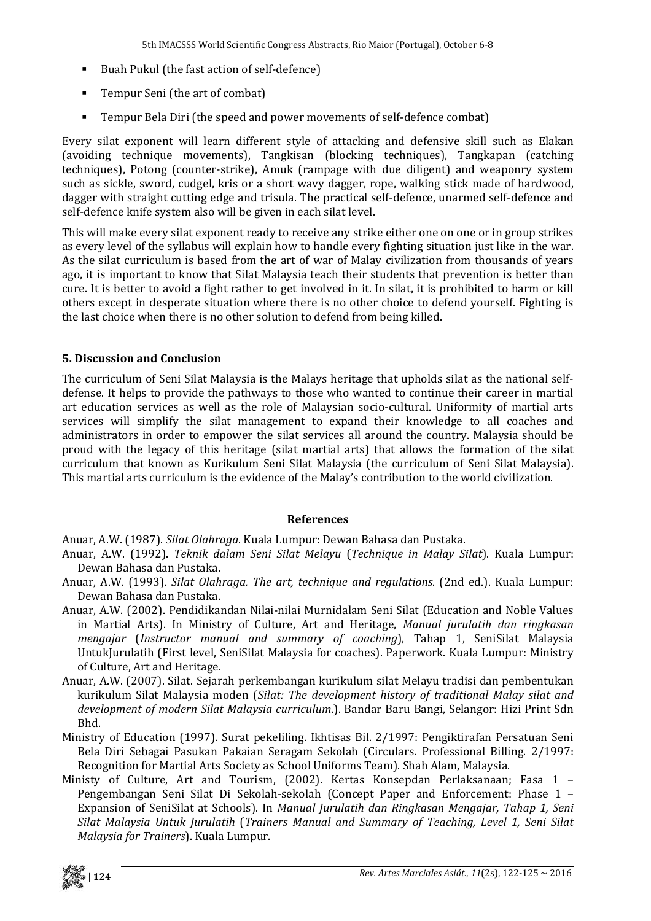- Buah Pukul (the fast action of self-defence)
- Tempur Seni (the art of combat)
- Tempur Bela Diri (the speed and power movements of self-defence combat)

Every silat exponent will learn different style of attacking and defensive skill such as Elakan (avoiding technique movements), Tangkisan (blocking techniques), Tangkapan (catching techniques), Potong (counter-strike), Amuk (rampage with due diligent) and weaponry system such as sickle, sword, cudgel, kris or a short wavy dagger, rope, walking stick made of hardwood, dagger with straight cutting edge and trisula. The practical self-defence, unarmed self-defence and self-defence knife system also will be given in each silat level.

This will make every silat exponent ready to receive any strike either one on one or in group strikes as every level of the syllabus will explain how to handle every fighting situation just like in the war. As the silat curriculum is based from the art of war of Malay civilization from thousands of years ago, it is important to know that Silat Malaysia teach their students that prevention is better than cure. It is better to avoid a fight rather to get involved in it. In silat, it is prohibited to harm or kill others except in desperate situation where there is no other choice to defend yourself. Fighting is the last choice when there is no other solution to defend from being killed.

## 5. Discussion and Conclusion

The curriculum of Seni Silat Malaysia is the Malays heritage that upholds silat as the national self-defense. It helps to provide the pathways to those who wanted to continue their career in martial art education services as well as the role of Malaysian socio-cultural. Uniformity of martial arts services will simplify the silat management to expand their knowledge to all coaches and administrators in order to empower the silat services all around the country. Malaysia should be proud with the legacy of this heritage (silat martial arts) that allows the formation of the silat curriculum that known as Kurikulum Seni Silat Malaysia (the curriculum of Seni Silat Malaysia). This martial arts curriculum is the evidence of the Malay's contribution to the world civilization.

## References

Anuar, A.W. (1987). *Silat Olahraga*. Kuala Lumpur: Dewan Bahasa dan Pustaka.

Anuar, A.W. (1992). *Teknik dalam Seni Silat Melayu* (*Technique in Malay Silat*). Kuala Lumpur: Dewan Bahasa dan Pustaka.

Anuar, A.W. (1993). *Silat Olahraga. The art, technique and regulations*. (2nd ed.). Kuala Lumpur: Dewan Bahasa dan Pustaka.

Anuar, A.W. (2002). Pendidikandan Nilai-nilai Murnidalam Seni Silat (Education and Noble Values in Martial Arts). In Ministry of Culture, Art and Heritage, *Manual jurulatih dan ringkasan mengajar* (*Instructor manual and summary of coaching*), Tahap 1, SeniSilat Malaysia UntukJurulatih (First level, SeniSilat Malaysia for coaches). Paperwork. Kuala Lumpur: Ministry of Culture, Art and Heritage.

Anuar, A.W. (2007). Silat. Sejarah perkembangan kurikulum silat Melayu tradisi dan pembentukan kurikulum Silat Malaysia moden (*Silat: The development history of traditional Malay silat and development of modern Silat Malaysia curriculum*.). Bandar Baru Bangi, Selangor: Hizi Print Sdn Bhd.

Ministry of Education (1997). Surat pekeliling. Ikhtisas Bil. 2/1997: Pengiktirafan Persatuan Seni Bela Diri Sebagai Pasukan Pakaian Seragam Sekolah (Circulars. Professional Billing. 2/1997: Recognition for Martial Arts Society as School Uniforms Team). Shah Alam, Malaysia.

Ministy of Culture, Art and Tourism, (2002). Kertas Konsepdan Perlaksanaan; Fasa 1 – Pengembangan Seni Silat Di Sekolah-sekolah (Concept Paper and Enforcement: Phase 1 – Expansion of SeniSilat at Schools). In *Manual Jurulatih dan Ringkasan Mengajar, Tahap 1, Seni Silat Malaysia Untuk Jurulatih* (*Trainers Manual and Summary of Teaching, Level 1, Seni Silat Malaysia for Trainers*). Kuala Lumpur.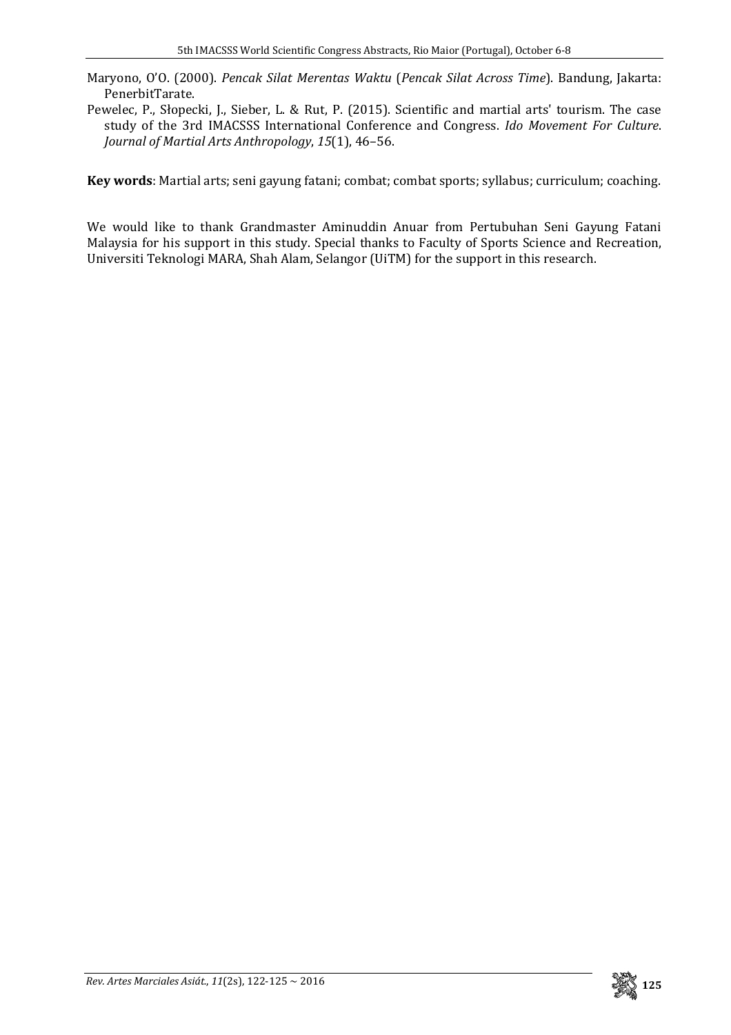Maryono, O'O. (2000). *Pencak Silat Merentas Waktu* (*Pencak Silat Across Time*). Bandung, Jakarta: PenerbitTarate.

Pewelec, P., Słopecki, J., Sieber, L. & Rut, P. (2015). Scientific and martial arts' tourism. The case study of the 3rd IMACSSS International Conference and Congress. *Ido Movement For Culture. Journal of Martial Arts Anthropology*, *15*(1), 46–56.

**Key words**: Martial arts; seni gayung fatani; combat; combat sports; syllabus; curriculum; coaching.

We would like to thank Grandmaster Aminuddin Anuar from Pertubuhan Seni Gayung Fatani Malaysia for his support in this study. Special thanks to Faculty of Sports Science and Recreation, Universiti Teknologi MARA, Shah Alam, Selangor (UiTM) for the support in this research.